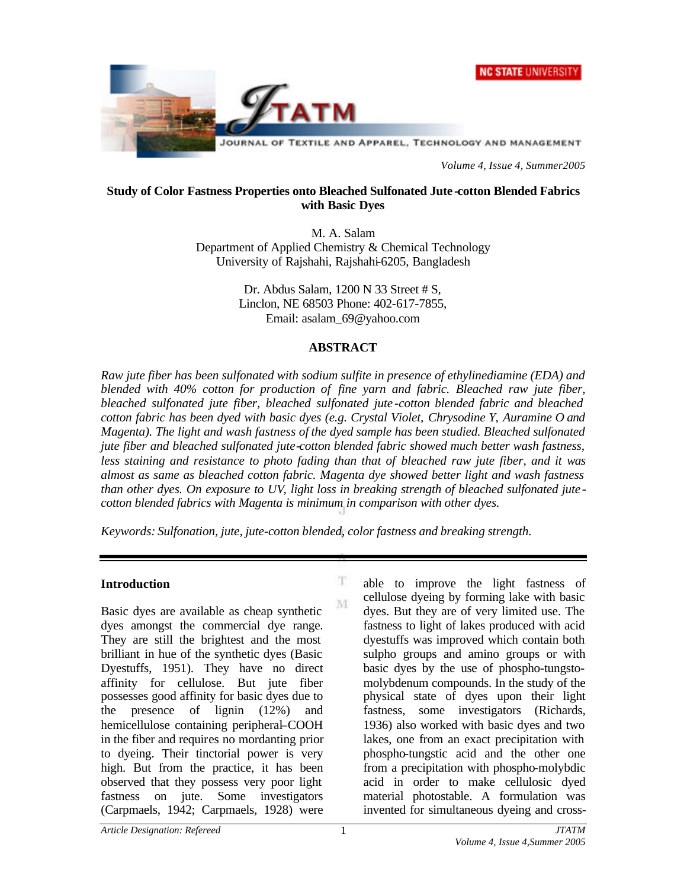# Study of Color Fastness Properties onto Bleached Sulfonated Jute-cotton Blended Fabrics with Basic Dyes

M. A. Salam
Department of Applied Chemistry & Chemical Technology
University of Rajshahi, Rajshahi-6205, Bangladesh

Dr. Abdus Salam, 1200 N 33 Street # S,
Linclon, NE 68503 Phone: 402-617-7855,
Email: asalam_69@yahoo.com

## ABSTRACT

*Raw jute fiber has been sulfonated with sodium sulfite in presence of ethylinediamine (EDA) and blended with 40% cotton for production of fine yarn and fabric. Bleached raw jute fiber, bleached sulfonated jute fiber, bleached sulfonated jute-cotton blended fabric and bleached cotton fabric has been dyed with basic dyes (e.g. Crystal Violet, Chrysodine Y, Auramine O and Magenta). The light and wash fastness of the dyed sample has been studied. Bleached sulfonated jute fiber and bleached sulfonated jute-cotton blended fabric showed much better wash fastness, less staining and resistance to photo fading than that of bleached raw jute fiber, and it was almost as same as bleached cotton fabric. Magenta dye showed better light and wash fastness than other dyes. On exposure to UV, light loss in breaking strength of bleached sulfonated jute-cotton blended fabrics with Magenta is minimum in comparison with other dyes.*

*Keywords: Sulfonation, jute, jute-cotton blended, color fastness and breaking strength.*

---

## Introduction

Basic dyes are available as cheap synthetic dyes amongst the commercial dye range. They are still the brightest and the most brilliant in hue of the synthetic dyes (Basic Dyestuffs, 1951). They have no direct affinity for cellulose. But jute fiber possesses good affinity for basic dyes due to the presence of lignin (12%) and hemicellulose containing peripheral–COOH in the fiber and requires no mordanting prior to dyeing. Their tinctorial power is very high. But from the practice, it has been observed that they possess very poor light fastness on jute. Some investigators (Carpmaels, 1942; Carpmaels, 1928) were able to improve the light fastness of cellulose dyeing by forming lake with basic dyes. But they are of very limited use. The fastness to light of lakes produced with acid dyestuffs was improved which contain both sulpho groups and amino groups or with basic dyes by the use of phospho-tungsto-molybdenum compounds. In the study of the physical state of dyes upon their light fastness, some investigators (Richards, 1936) also worked with basic dyes and two lakes, one from an exact precipitation with phospho-tungstic acid and the other one from a precipitation with phospho-molybdic acid in order to make cellulosic dyed material photostable. A formulation was invented for simultaneous dyeing and cross-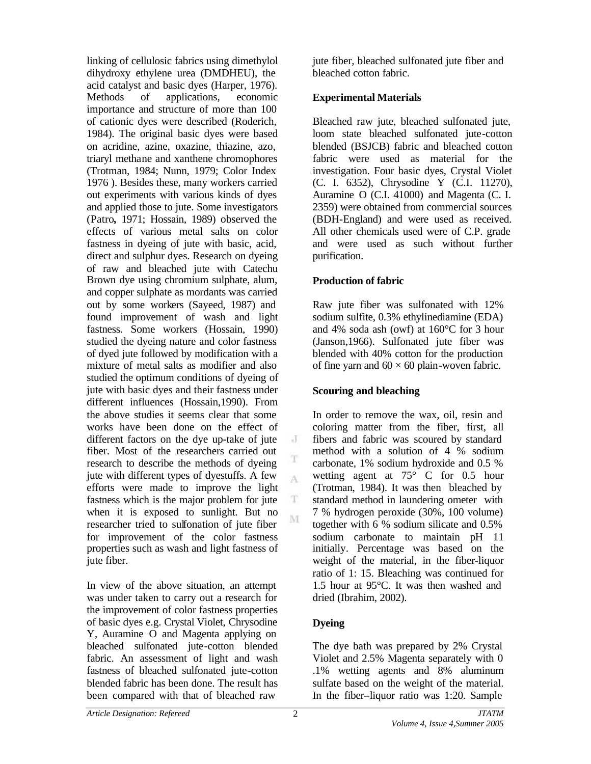linking of cellulosic fabrics using dimethylol dihydroxy ethylene urea (DMDHEU), the acid catalyst and basic dyes (Harper, 1976). Methods of applications, economic importance and structure of more than 100 of cationic dyes were described (Roderich, 1984). The original basic dyes were based on acridine, azine, oxazine, thiazine, azo, triaryl methane and xanthene chromophores (Trotman, 1984; Nunn, 1979; Color Index 1976 ). Besides these, many workers carried out experiments with various kinds of dyes and applied those to jute. Some investigators (Patro**,** 1971; Hossain, 1989) observed the effects of various metal salts on color fastness in dyeing of jute with basic, acid, direct and sulphur dyes. Research on dyeing of raw and bleached jute with Catechu Brown dye using chromium sulphate, alum, and copper sulphate as mordants was carried out by some workers (Sayeed, 1987) and found improvement of wash and light fastness. Some workers (Hossain, 1990) studied the dyeing nature and color fastness of dyed jute followed by modification with a mixture of metal salts as modifier and also studied the optimum conditions of dyeing of jute with basic dyes and their fastness under different influences (Hossain,1990). From the above studies it seems clear that some works have been done on the effect of different factors on the dye up-take of jute fiber. Most of the researchers carried out research to describe the methods of dyeing jute with different types of dyestuffs. A few efforts were made to improve the light fastness which is the major problem for jute when it is exposed to sunlight. But no researcher tried to sulfonation of jute fiber for improvement of the color fastness properties such as wash and light fastness of jute fiber.

In view of the above situation, an attempt was under taken to carry out a research for the improvement of color fastness properties of basic dyes e.g. Crystal Violet, Chrysodine Y, Auramine O and Magenta applying on bleached sulfonated jute-cotton blended fabric. An assessment of light and wash fastness of bleached sulfonated jute-cotton blended fabric has been done. The result has been compared with that of bleached raw jute fiber, bleached sulfonated jute fiber and bleached cotton fabric.

**Experimental Materials**

Bleached raw jute, bleached sulfonated jute, loom state bleached sulfonated jute-cotton blended (BSJCB) fabric and bleached cotton fabric were used as material for the investigation. Four basic dyes, Crystal Violet (C. I. 6352), Chrysodine Y (C.I. 11270), Auramine O (C.I. 41000) and Magenta (C. I. 2359) were obtained from commercial sources (BDH-England) and were used as received. All other chemicals used were of C.P. grade and were used as such without further purification.

**Production of fabric**

Raw jute fiber was sulfonated with 12% sodium sulfite, 0.3% ethylinediamine (EDA) and 4% soda ash (owf) at 160°C for 3 hour (Janson,1966). Sulfonated jute fiber was blended with 40% cotton for the production of fine yarn and $60 \times 60$ plain-woven fabric.

**Scouring and bleaching**

In order to remove the wax, oil, resin and coloring matter from the fiber, first, all fibers and fabric was scoured by standard method with a solution of 4 % sodium carbonate, 1% sodium hydroxide and 0.5 % wetting agent at 75° C for 0.5 hour (Trotman, 1984). It was then bleached by standard method in laundering ometer with 7 % hydrogen peroxide (30%, 100 volume) together with 6 % sodium silicate and 0.5% sodium carbonate to maintain pH 11 initially. Percentage was based on the weight of the material, in the fiber-liquor ratio of 1: 15. Bleaching was continued for 1.5 hour at 95°C. It was then washed and dried (Ibrahim, 2002).

**Dyeing**

The dye bath was prepared by 2% Crystal Violet and 2.5% Magenta separately with 0 .1% wetting agents and 8% aluminum sulfate based on the weight of the material. In the fiber–liquor ratio was 1:20. Sample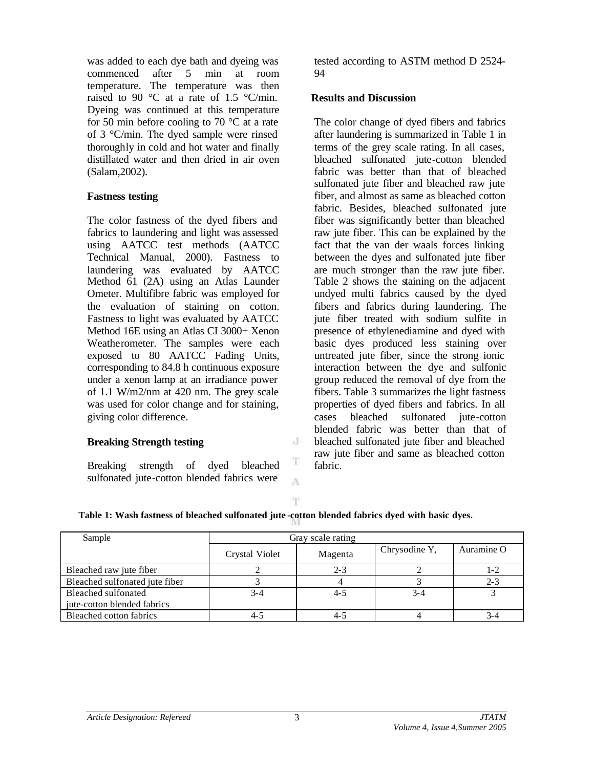was added to each dye bath and dyeing was commenced after 5 min at room temperature. The temperature was then raised to 90 °C at a rate of 1.5 °C/min. Dyeing was continued at this temperature for 50 min before cooling to 70 °C at a rate of 3 °C/min. The dyed sample were rinsed thoroughly in cold and hot water and finally distillated water and then dried in air oven (Salam,2002).

### Fastness testing

The color fastness of the dyed fibers and fabrics to laundering and light was assessed using AATCC test methods (AATCC Technical Manual, 2000). Fastness to laundering was evaluated by AATCC Method 61 (2A) using an Atlas Launder Ometer. Multifibre fabric was employed for the evaluation of staining on cotton. Fastness to light was evaluated by AATCC Method 16E using an Atlas CI 3000+ Xenon Weatherometer. The samples were each exposed to 80 AATCC Fading Units, corresponding to 84.8 h continuous exposure under a xenon lamp at an irradiance power of 1.1 W/m2/nm at 420 nm. The grey scale was used for color change and for staining, giving color difference.

### Breaking Strength testing

Breaking strength of dyed bleached sulfonated jute-cotton blended fabrics were tested according to ASTM method D 2524-94

### Results and Discussion

The color change of dyed fibers and fabrics after laundering is summarized in Table 1 in terms of the grey scale rating. In all cases, bleached sulfonated jute-cotton blended fabric was better than that of bleached sulfonated jute fiber and bleached raw jute fiber, and almost as same as bleached cotton fabric. Besides, bleached sulfonated jute fiber was significantly better than bleached raw jute fiber. This can be explained by the fact that the van der waals forces linking between the dyes and sulfonated jute fiber are much stronger than the raw jute fiber. Table 2 shows the staining on the adjacent undyed multi fabrics caused by the dyed fibers and fabrics during laundering. The jute fiber treated with sodium sulfite in presence of ethylenediamine and dyed with basic dyes produced less staining over untreated jute fiber, since the strong ionic interaction between the dye and sulfonic group reduced the removal of dye from the fibers. Table 3 summarizes the light fastness properties of dyed fibers and fabrics. In all cases bleached sulfonated jute-cotton blended fabric was better than that of bleached sulfonated jute fiber and bleached raw jute fiber and same as bleached cotton fabric.

**Table 1: Wash fastness of bleached sulfonated jute-cotton blended fabrics dyed with basic dyes.**

| Sample | Gray scale rating | | | |
|---|---|---|---|---|
| | Crystal Violet | Magenta | Chrysodine Y, | Auramine O |
| Bleached raw jute fiber | 2 | 2-3 | 2 | 1-2 |
| Bleached sulfonated jute fiber | 3 | 4 | 3 | 2-3 |
| Bleached sulfonated jute-cotton blended fabrics | 3-4 | 4-5 | 3-4 | 3 |
| Bleached cotton fabrics | 4-5 | 4-5 | 4 | 3-4 |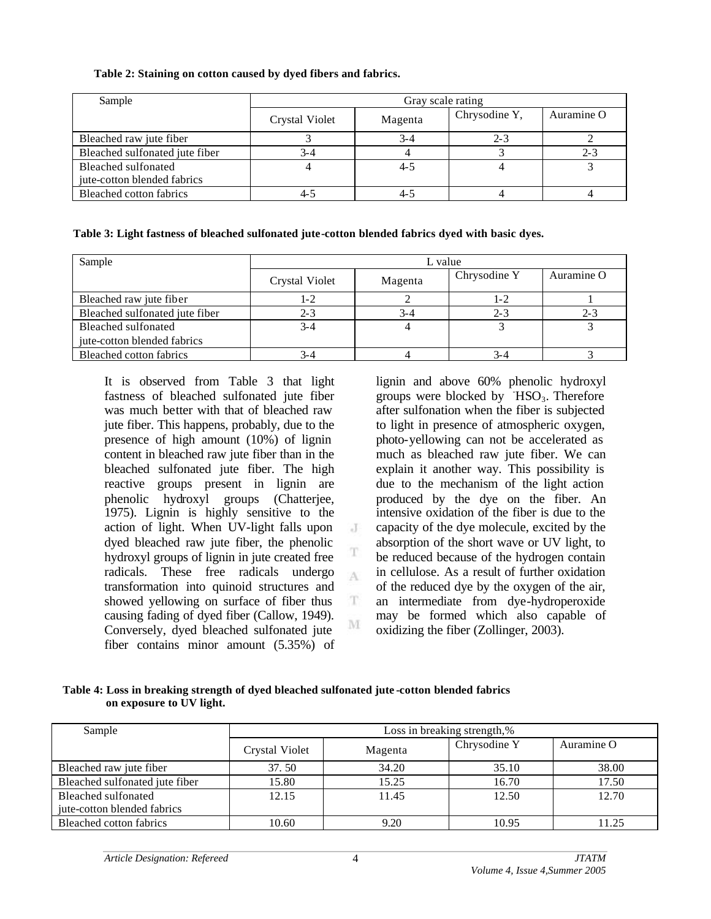**Table 2: Staining on cotton caused by dyed fibers and fabrics.**

| Sample | Gray scale rating | | | |
|---|---|---|---|---|
| | Crystal Violet | Magenta | Chrysodine Y, | Auramine O |
| Bleached raw jute fiber | 3 | 3-4 | 2-3 | 2 |
| Bleached sulfonated jute fiber | 3-4 | 4 | 3 | 2-3 |
| Bleached sulfonated jute-cotton blended fabrics | 4 | 4-5 | 4 | 3 |
| Bleached cotton fabrics | 4-5 | 4-5 | 4 | 4 |

**Table 3: Light fastness of bleached sulfonated jute-cotton blended fabrics dyed with basic dyes.**

| Sample | L value | | | |
|---|---|---|---|---|
| | Crystal Violet | Magenta | Chrysodine Y | Auramine O |
| Bleached raw jute fiber | 1-2 | 2 | 1-2 | 1 |
| Bleached sulfonated jute fiber | 2-3 | 3-4 | 2-3 | 2-3 |
| Bleached sulfonated jute-cotton blended fabrics | 3-4 | 4 | 3 | 3 |
| Bleached cotton fabrics | 3-4 | 4 | 3-4 | 3 |

It is observed from Table 3 that light fastness of bleached sulfonated jute fiber was much better with that of bleached raw jute fiber. This happens, probably, due to the presence of high amount (10%) of lignin content in bleached raw jute fiber than in the bleached sulfonated jute fiber. The high reactive groups present in lignin are phenolic hydroxyl groups (Chatterjee, 1975). Lignin is highly sensitive to the action of light. When UV-light falls upon dyed bleached raw jute fiber, the phenolic hydroxyl groups of lignin in jute created free radicals. These free radicals undergo transformation into quinoid structures and showed yellowing on surface of fiber thus causing fading of dyed fiber (Callow, 1949). Conversely, dyed bleached sulfonated jute fiber contains minor amount (5.35%) of lignin and above 60% phenolic hydroxyl groups were blocked by $^{-}HSO_3$. Therefore after sulfonation when the fiber is subjected to light in presence of atmospheric oxygen, photo-yellowing can not be accelerated as much as bleached raw jute fiber. We can explain it another way. This possibility is due to the mechanism of the light action produced by the dye on the fiber. An intensive oxidation of the fiber is due to the capacity of the dye molecule, excited by the absorption of the short wave or UV light, to be reduced because of the hydrogen contain in cellulose. As a result of further oxidation of the reduced dye by the oxygen of the air, an intermediate from dye-hydroperoxide may be formed which also capable of oxidizing the fiber (Zollinger, 2003).

**Table 4: Loss in breaking strength of dyed bleached sulfonated jute-cotton blended fabrics on exposure to UV light.**

| Sample | Loss in breaking strength,% | | | |
|---|---|---|---|---|
| | Crystal Violet | Magenta | Chrysodine Y | Auramine O |
| Bleached raw jute fiber | 37. 50 | 34.20 | 35.10 | 38.00 |
| Bleached sulfonated jute fiber | 15.80 | 15.25 | 16.70 | 17.50 |
| Bleached sulfonated jute-cotton blended fabrics | 12.15 | 11.45 | 12.50 | 12.70 |
| Bleached cotton fabrics | 10.60 | 9.20 | 10.95 | 11.25 |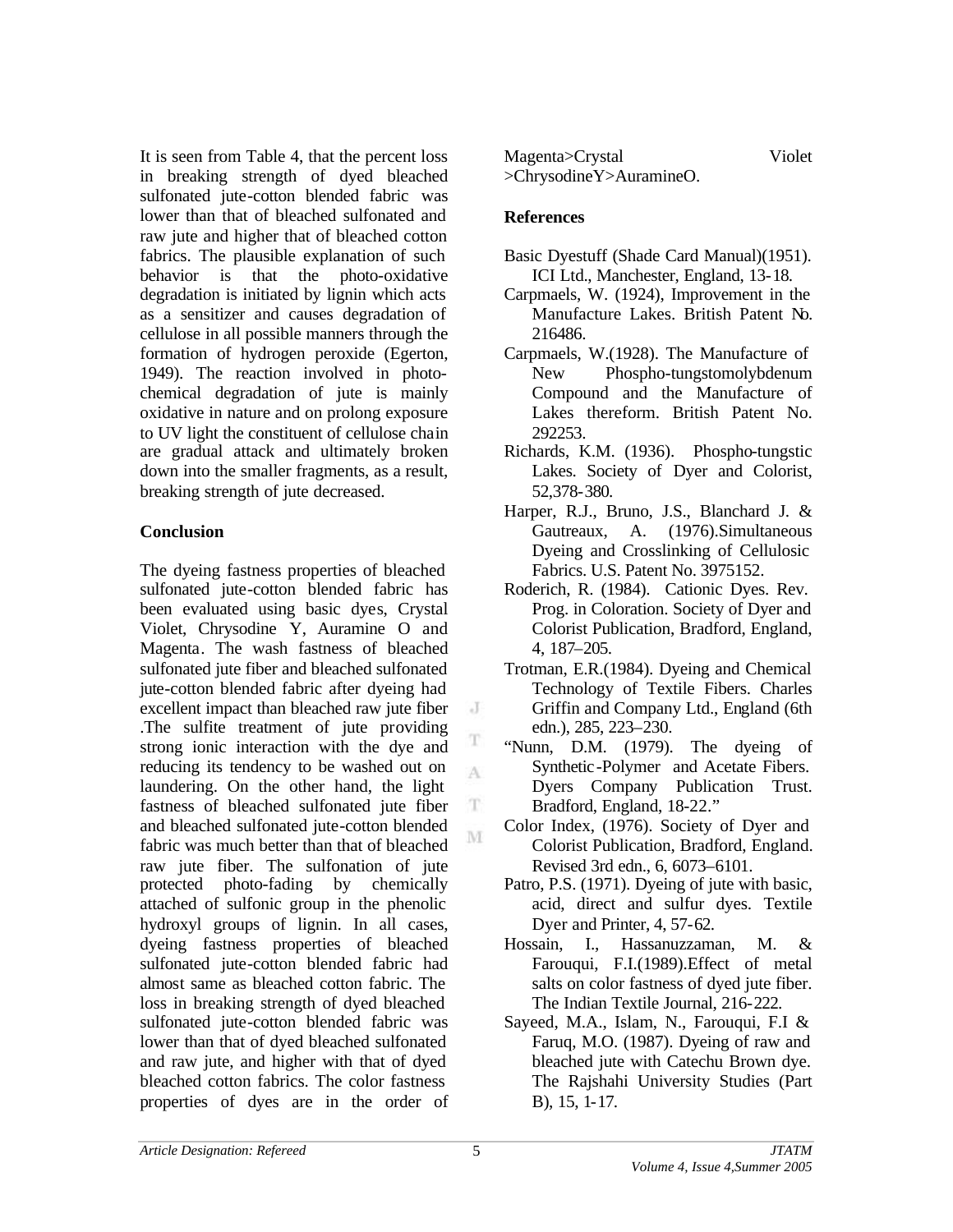It is seen from Table 4, that the percent loss in breaking strength of dyed bleached sulfonated jute-cotton blended fabric was lower than that of bleached sulfonated and raw jute and higher that of bleached cotton fabrics. The plausible explanation of such behavior is that the photo-oxidative degradation is initiated by lignin which acts as a sensitizer and causes degradation of cellulose in all possible manners through the formation of hydrogen peroxide (Egerton, 1949). The reaction involved in photo-chemical degradation of jute is mainly oxidative in nature and on prolong exposure to UV light the constituent of cellulose chain are gradual attack and ultimately broken down into the smaller fragments, as a result, breaking strength of jute decreased.

## Conclusion

The dyeing fastness properties of bleached sulfonated jute-cotton blended fabric has been evaluated using basic dyes, Crystal Violet, Chrysodine Y, Auramine O and Magenta. The wash fastness of bleached sulfonated jute fiber and bleached sulfonated jute-cotton blended fabric after dyeing had excellent impact than bleached raw jute fiber .The sulfite treatment of jute providing strong ionic interaction with the dye and reducing its tendency to be washed out on laundering. On the other hand, the light fastness of bleached sulfonated jute fiber and bleached sulfonated jute-cotton blended fabric was much better than that of bleached raw jute fiber. The sulfonation of jute protected photo-fading by chemically attached of sulfonic group in the phenolic hydroxyl groups of lignin. In all cases, dyeing fastness properties of bleached sulfonated jute-cotton blended fabric had almost same as bleached cotton fabric. The loss in breaking strength of dyed bleached sulfonated jute-cotton blended fabric was lower than that of dyed bleached sulfonated and raw jute, and higher with that of dyed bleached cotton fabrics. The color fastness properties of dyes are in the order of Magenta>Crystal Violet >ChrysodineY>AuramineO.

## References

Basic Dyestuff (Shade Card Manual)(1951). ICI Ltd., Manchester, England, 13-18.

Carpmaels, W. (1924), Improvement in the Manufacture Lakes. British Patent No. 216486.

Carpmaels, W.(1928). The Manufacture of New Phospho-tungstomolybdenum Compound and the Manufacture of Lakes thereform. British Patent No. 292253.

Richards, K.M. (1936). Phospho-tungstic Lakes. Society of Dyer and Colorist, 52,378-380.

Harper, R.J., Bruno, J.S., Blanchard J. & Gautreaux, A. (1976).Simultaneous Dyeing and Crosslinking of Cellulosic Fabrics. U.S. Patent No. 3975152.

Roderich, R. (1984). Cationic Dyes. Rev. Prog. in Coloration. Society of Dyer and Colorist Publication, Bradford, England, 4, 187–205.

Trotman, E.R.(1984). Dyeing and Chemical Technology of Textile Fibers. Charles Griffin and Company Ltd., England (6th edn.), 285, 223–230.

"Nunn, D.M. (1979). The dyeing of Synthetic-Polymer and Acetate Fibers. Dyers Company Publication Trust. Bradford, England, 18-22."

Color Index, (1976). Society of Dyer and Colorist Publication, Bradford, England. Revised 3rd edn., 6, 6073–6101.

Patro, P.S. (1971). Dyeing of jute with basic, acid, direct and sulfur dyes. Textile Dyer and Printer, 4, 57-62.

Hossain, I., Hassanuzzaman, M. & Farouqui, F.I.(1989).Effect of metal salts on color fastness of dyed jute fiber. The Indian Textile Journal, 216-222.

Sayeed, M.A., Islam, N., Farouqui, F.I & Faruq, M.O. (1987). Dyeing of raw and bleached jute with Catechu Brown dye. The Rajshahi University Studies (Part B), 15, 1-17.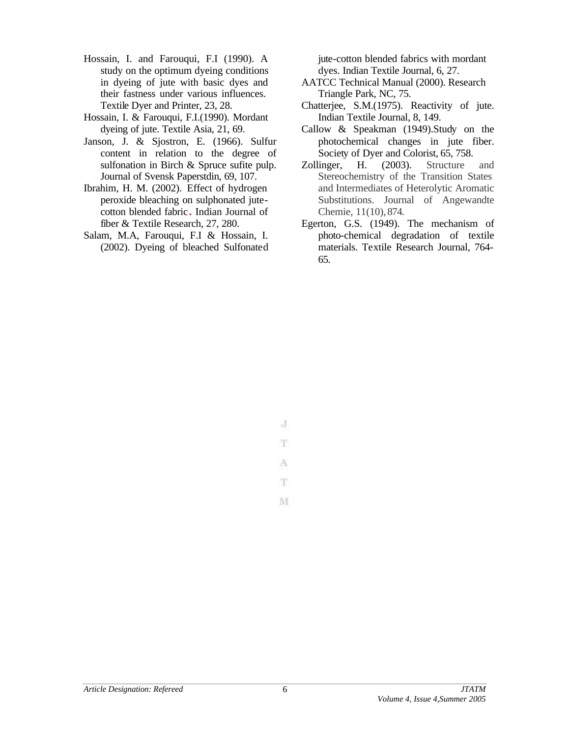Hossain, I. and Farouqui, F.I (1990). A study on the optimum dyeing conditions in dyeing of jute with basic dyes and their fastness under various influences. Textile Dyer and Printer, 23, 28.

Hossain, I. & Farouqui, F.I.(1990). Mordant dyeing of jute. Textile Asia, 21, 69.

Janson, J. & Sjostron, E. (1966). Sulfur content in relation to the degree of sulfonation in Birch & Spruce sufite pulp. Journal of Svensk Paperstdin, 69, 107.

Ibrahim, H. M. (2002). Effect of hydrogen peroxide bleaching on sulphonated jute-cotton blended fabric. Indian Journal of fiber & Textile Research, 27, 280.

Salam, M.A, Farouqui, F.I & Hossain, I. (2002). Dyeing of bleached Sulfonated jute-cotton blended fabrics with mordant dyes. Indian Textile Journal, 6, 27.

AATCC Technical Manual (2000). Research Triangle Park, NC, 75.

Chatterjee, S.M.(1975). Reactivity of jute. Indian Textile Journal, 8, 149.

Callow & Speakman (1949).Study on the photochemical changes in jute fiber. Society of Dyer and Colorist, 65, 758.

Zollinger, H. (2003). Structure and Stereochemistry of the Transition States and Intermediates of Heterolytic Aromatic Substitutions. Journal of Angewandte Chemie, 11(10), 874.

Egerton, G.S. (1949). The mechanism of photo-chemical degradation of textile materials. Textile Research Journal, 764-65.